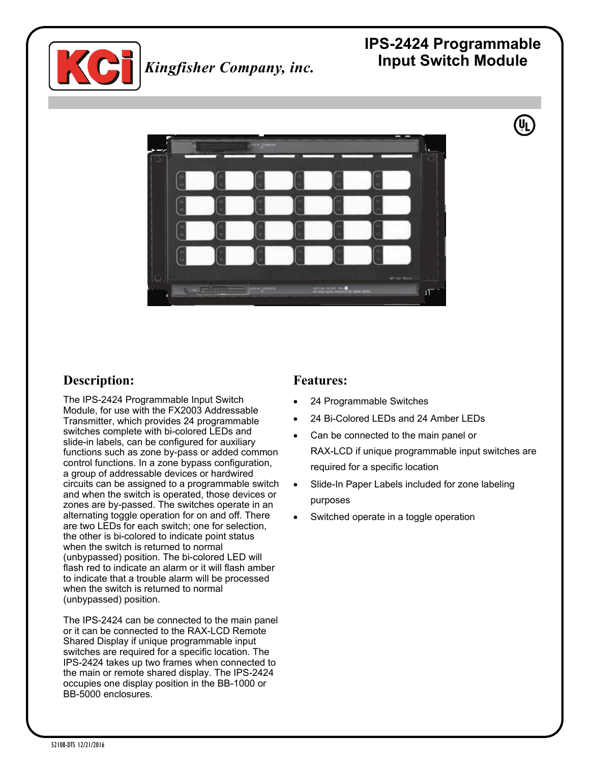Kingfisher Company, inc.

# IPS-2424 Programmable Input Switch Module

## Description:

The IPS-2424 Programmable Input Switch Module, for use with the FX2003 Addressable Transmitter, which provides 24 programmable switches complete with bi-colored LEDs and slide-in labels, can be configured for auxiliary functions such as zone by-pass or added common control functions. In a zone bypass configuration, a group of addressable devices or hardwired circuits can be assigned to a programmable switch and when the switch is operated, those devices or zones are by-passed. The switches operate in an alternating toggle operation for on and off. There are two LEDs for each switch; one for selection, the other is bi-colored to indicate point status when the switch is returned to normal (unbypassed) position. The bi-colored LED will flash red to indicate an alarm or it will flash amber to indicate that a trouble alarm will be processed when the switch is returned to normal (unbypassed) position.

The IPS-2424 can be connected to the main panel or it can be connected to the RAX-LCD Remote Shared Display if unique programmable input switches are required for a specific location. The IPS-2424 takes up two frames when connected to the main or remote shared display. The IPS-2424 occupies one display position in the BB-1000 or BB-5000 enclosures.

## Features:

- 24 Programmable Switches
- 24 Bi-Colored LEDs and 24 Amber LEDs
- Can be connected to the main panel or RAX-LCD if unique programmable input switches are required for a specific location
- Slide-In Paper Labels included for zone labeling purposes
- Switched operate in a toggle operation

52108-DTS 12/21/2016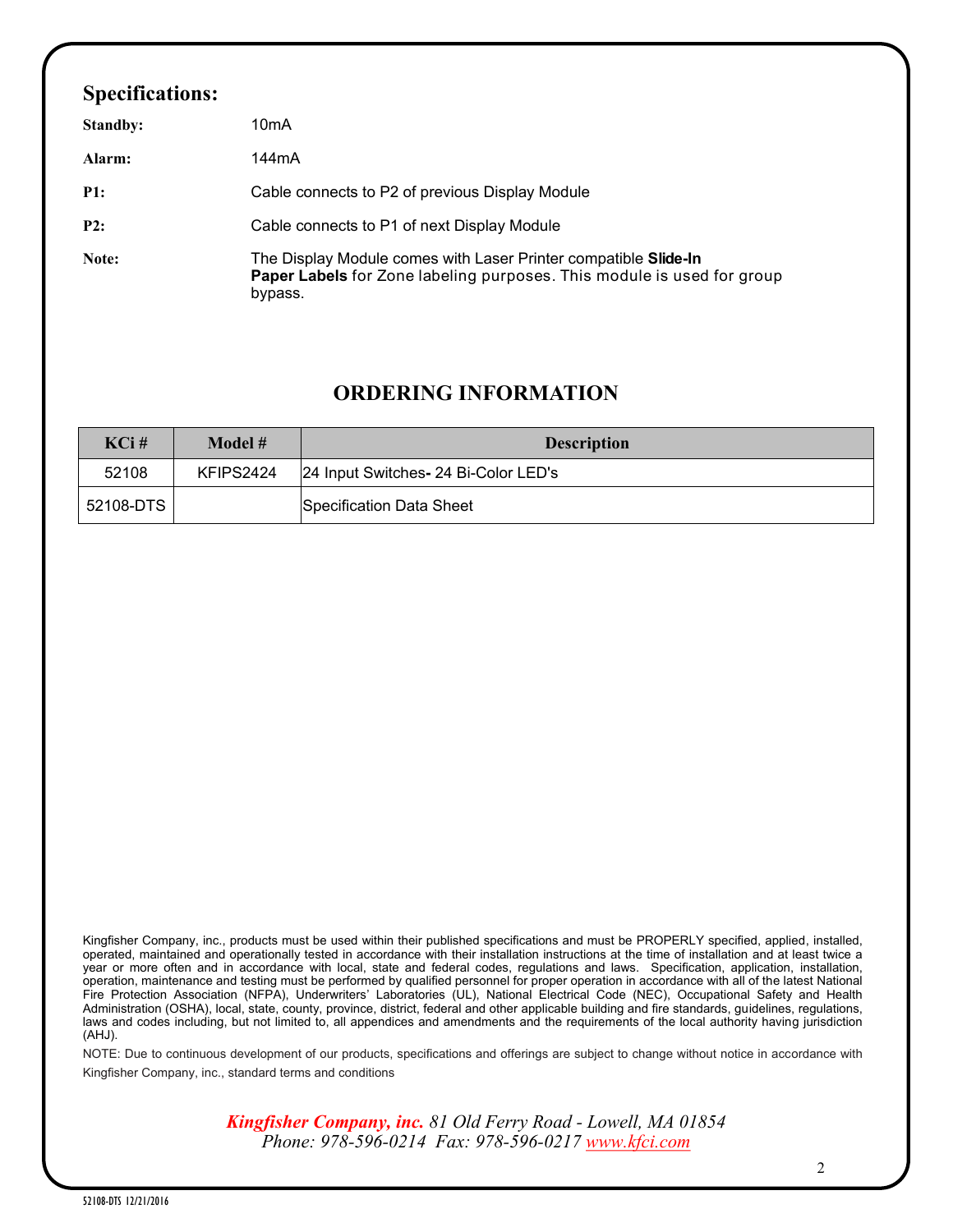## Specifications:

**Standby:** 10mA

**Alarm:** 144mA

**P1:** Cable connects to P2 of previous Display Module

**P2:** Cable connects to P1 of next Display Module

**Note:** The Display Module comes with Laser Printer compatible **Slide-In Paper Labels** for Zone labeling purposes. This module is used for group bypass.

## ORDERING INFORMATION

| KCi # | Model # | Description |
|---|---|---|
| 52108 | KFIPS2424 | 24 Input Switches**-** 24 Bi-Color LED's |
| 52108-DTS | | Specification Data Sheet |

Kingfisher Company, inc., products must be used within their published specifications and must be PROPERLY specified, applied, installed, operated, maintained and operationally tested in accordance with their installation instructions at the time of installation and at least twice a year or more often and in accordance with local, state and federal codes, regulations and laws. Specification, application, installation, operation, maintenance and testing must be performed by qualified personnel for proper operation in accordance with all of the latest National Fire Protection Association (NFPA), Underwriters' Laboratories (UL), National Electrical Code (NEC), Occupational Safety and Health Administration (OSHA), local, state, county, province, district, federal and other applicable building and fire standards, guidelines, regulations, laws and codes including, but not limited to, all appendices and amendments and the requirements of the local authority having jurisdiction (AHJ).

NOTE: Due to continuous development of our products, specifications and offerings are subject to change without notice in accordance with Kingfisher Company, inc., standard terms and conditions

***Kingfisher Company, inc.*** *81 Old Ferry Road - Lowell, MA 01854*
*Phone: 978-596-0214 Fax: 978-596-0217 www.kfci.com*

52108-DTS 12/21/2016